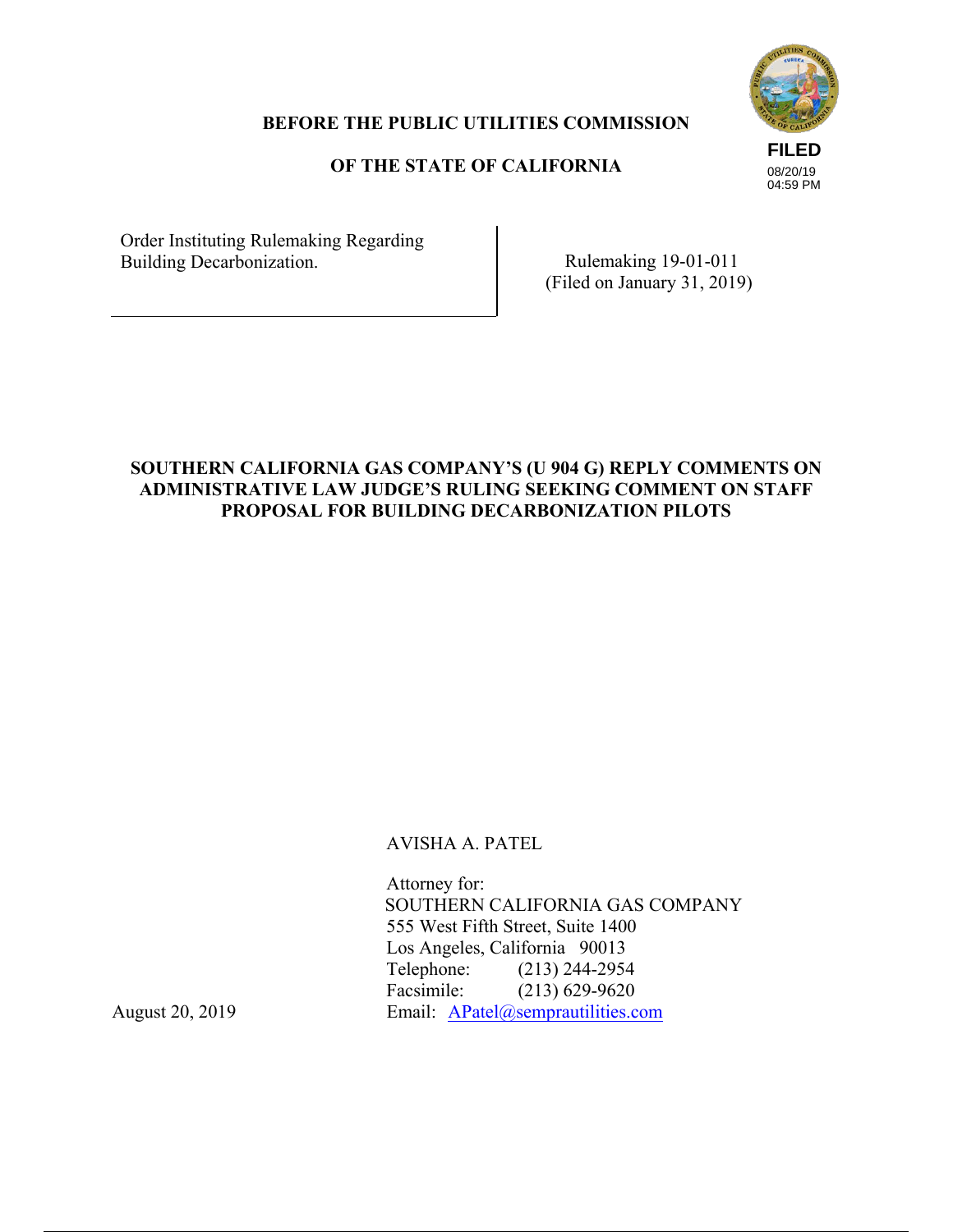**BEFORE THE PUBLIC UTILITIES COMMISSION**

**OF THE STATE OF CALIFORNIA**

FILED
08/20/19
04:59 PM

| | |
|---|---|
| Order Instituting Rulemaking Regarding Building Decarbonization. | Rulemaking 19-01-011 (Filed on January 31, 2019) |

**SOUTHERN CALIFORNIA GAS COMPANY'S (U 904 G) REPLY COMMENTS ON ADMINISTRATIVE LAW JUDGE'S RULING SEEKING COMMENT ON STAFF PROPOSAL FOR BUILDING DECARBONIZATION PILOTS**

AVISHA A. PATEL

Attorney for:
SOUTHERN CALIFORNIA GAS COMPANY
555 West Fifth Street, Suite 1400
Los Angeles, California 90013
Telephone: (213) 244-2954
Facsimile: (213) 629-9620
Email: APatel@semprautilities.com

August 20, 2019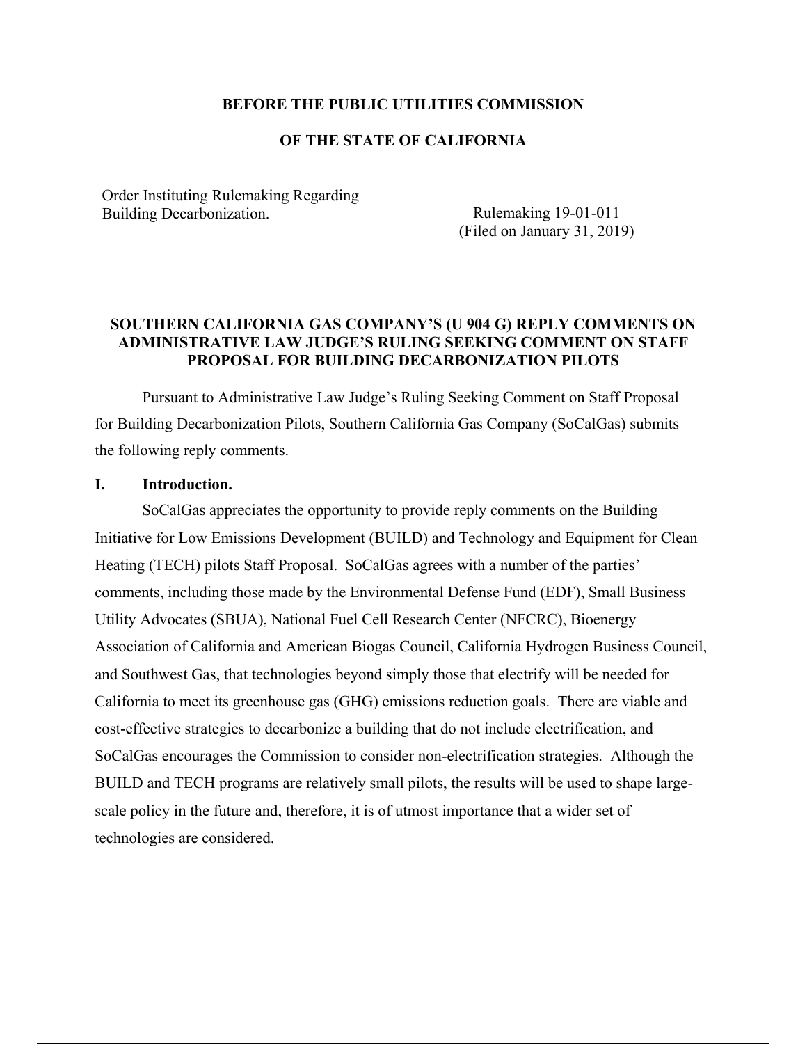**BEFORE THE PUBLIC UTILITIES COMMISSION**

**OF THE STATE OF CALIFORNIA**

| Order Instituting Rulemaking Regarding Building Decarbonization. | Rulemaking 19-01-011 (Filed on January 31, 2019) |
|---|---|

**SOUTHERN CALIFORNIA GAS COMPANY'S (U 904 G) REPLY COMMENTS ON ADMINISTRATIVE LAW JUDGE'S RULING SEEKING COMMENT ON STAFF PROPOSAL FOR BUILDING DECARBONIZATION PILOTS**

Pursuant to Administrative Law Judge's Ruling Seeking Comment on Staff Proposal for Building Decarbonization Pilots, Southern California Gas Company (SoCalGas) submits the following reply comments.

## I. Introduction.

SoCalGas appreciates the opportunity to provide reply comments on the Building Initiative for Low Emissions Development (BUILD) and Technology and Equipment for Clean Heating (TECH) pilots Staff Proposal. SoCalGas agrees with a number of the parties' comments, including those made by the Environmental Defense Fund (EDF), Small Business Utility Advocates (SBUA), National Fuel Cell Research Center (NFCRC), Bioenergy Association of California and American Biogas Council, California Hydrogen Business Council, and Southwest Gas, that technologies beyond simply those that electrify will be needed for California to meet its greenhouse gas (GHG) emissions reduction goals. There are viable and cost-effective strategies to decarbonize a building that do not include electrification, and SoCalGas encourages the Commission to consider non-electrification strategies. Although the BUILD and TECH programs are relatively small pilots, the results will be used to shape large-scale policy in the future and, therefore, it is of utmost importance that a wider set of technologies are considered.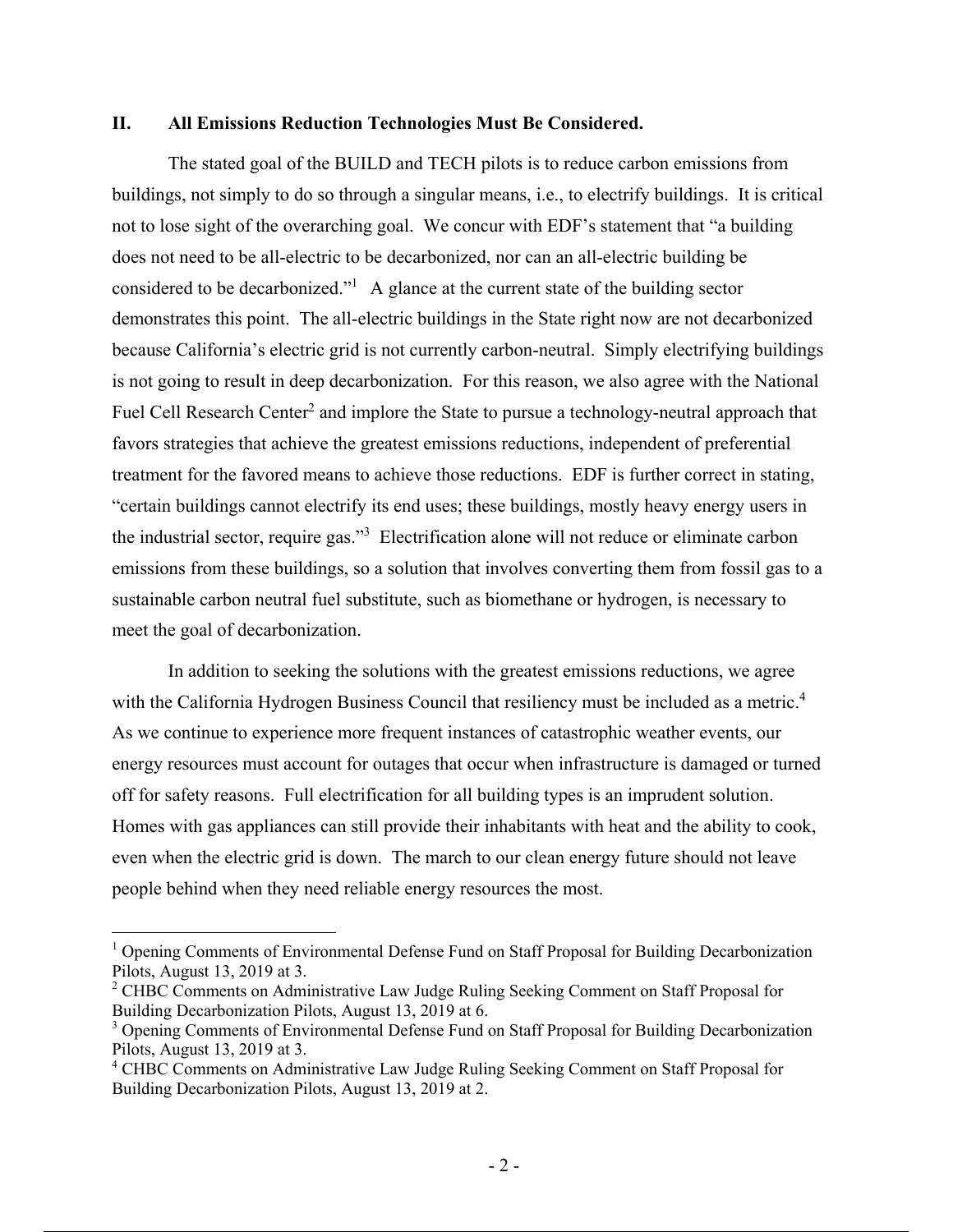## II. All Emissions Reduction Technologies Must Be Considered.

The stated goal of the BUILD and TECH pilots is to reduce carbon emissions from buildings, not simply to do so through a singular means, i.e., to electrify buildings. It is critical not to lose sight of the overarching goal. We concur with EDF's statement that "a building does not need to be all-electric to be decarbonized, nor can an all-electric building be considered to be decarbonized."[1] A glance at the current state of the building sector demonstrates this point. The all-electric buildings in the State right now are not decarbonized because California's electric grid is not currently carbon-neutral. Simply electrifying buildings is not going to result in deep decarbonization. For this reason, we also agree with the National Fuel Cell Research Center[2] and implore the State to pursue a technology-neutral approach that favors strategies that achieve the greatest emissions reductions, independent of preferential treatment for the favored means to achieve those reductions. EDF is further correct in stating, "certain buildings cannot electrify its end uses; these buildings, mostly heavy energy users in the industrial sector, require gas."[3] Electrification alone will not reduce or eliminate carbon emissions from these buildings, so a solution that involves converting them from fossil gas to a sustainable carbon neutral fuel substitute, such as biomethane or hydrogen, is necessary to meet the goal of decarbonization.

In addition to seeking the solutions with the greatest emissions reductions, we agree with the California Hydrogen Business Council that resiliency must be included as a metric.[4] As we continue to experience more frequent instances of catastrophic weather events, our energy resources must account for outages that occur when infrastructure is damaged or turned off for safety reasons. Full electrification for all building types is an imprudent solution. Homes with gas appliances can still provide their inhabitants with heat and the ability to cook, even when the electric grid is down. The march to our clean energy future should not leave people behind when they need reliable energy resources the most.

---

[1] Opening Comments of Environmental Defense Fund on Staff Proposal for Building Decarbonization Pilots, August 13, 2019 at 3.

[2] CHBC Comments on Administrative Law Judge Ruling Seeking Comment on Staff Proposal for Building Decarbonization Pilots, August 13, 2019 at 6.

[3] Opening Comments of Environmental Defense Fund on Staff Proposal for Building Decarbonization Pilots, August 13, 2019 at 3.

[4] CHBC Comments on Administrative Law Judge Ruling Seeking Comment on Staff Proposal for Building Decarbonization Pilots, August 13, 2019 at 2.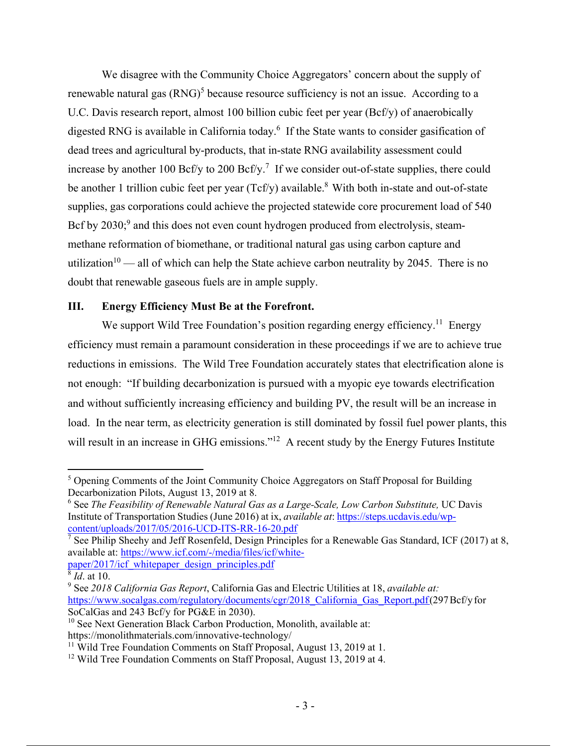We disagree with the Community Choice Aggregators' concern about the supply of renewable natural gas (RNG)[5] because resource sufficiency is not an issue. According to a U.C. Davis research report, almost 100 billion cubic feet per year (Bcf/y) of anaerobically digested RNG is available in California today.[6] If the State wants to consider gasification of dead trees and agricultural by-products, that in-state RNG availability assessment could increase by another 100 Bcf/y to 200 Bcf/y.[7] If we consider out-of-state supplies, there could be another 1 trillion cubic feet per year (Tcf/y) available.[8] With both in-state and out-of-state supplies, gas corporations could achieve the projected statewide core procurement load of 540 Bcf by 2030;[9] and this does not even count hydrogen produced from electrolysis, steam-methane reformation of biomethane, or traditional natural gas using carbon capture and utilization[10] — all of which can help the State achieve carbon neutrality by 2045. There is no doubt that renewable gaseous fuels are in ample supply.

## III. Energy Efficiency Must Be at the Forefront.

We support Wild Tree Foundation's position regarding energy efficiency.[11] Energy efficiency must remain a paramount consideration in these proceedings if we are to achieve true reductions in emissions. The Wild Tree Foundation accurately states that electrification alone is not enough: "If building decarbonization is pursued with a myopic eye towards electrification and without sufficiently increasing efficiency and building PV, the result will be an increase in load. In the near term, as electricity generation is still dominated by fossil fuel power plants, this will result in an increase in GHG emissions."[12] A recent study by the Energy Futures Institute

---

[5] Opening Comments of the Joint Community Choice Aggregators on Staff Proposal for Building Decarbonization Pilots, August 13, 2019 at 8.

[6] See *The Feasibility of Renewable Natural Gas as a Large-Scale, Low Carbon Substitute,* UC Davis Institute of Transportation Studies (June 2016) at ix, *available at*: https://steps.ucdavis.edu/wp-content/uploads/2017/05/2016-UCD-ITS-RR-16-20.pdf

[7] See Philip Sheehy and Jeff Rosenfeld, Design Principles for a Renewable Gas Standard, ICF (2017) at 8, available at: https://www.icf.com/-/media/files/icf/white-paper/2017/icf_whitepaper_design_principles.pdf

[8] *Id*. at 10.

[9] See *2018 California Gas Report*, California Gas and Electric Utilities at 18, *available at:* https://www.socalgas.com/regulatory/documents/cgr/2018_California_Gas_Report.pdf (297 Bcf/y for SoCalGas and 243 Bcf/y for PG&E in 2030).

[10] See Next Generation Black Carbon Production, Monolith, available at: https://monolithmaterials.com/innovative-technology/

[11] Wild Tree Foundation Comments on Staff Proposal, August 13, 2019 at 1.

[12] Wild Tree Foundation Comments on Staff Proposal, August 13, 2019 at 4.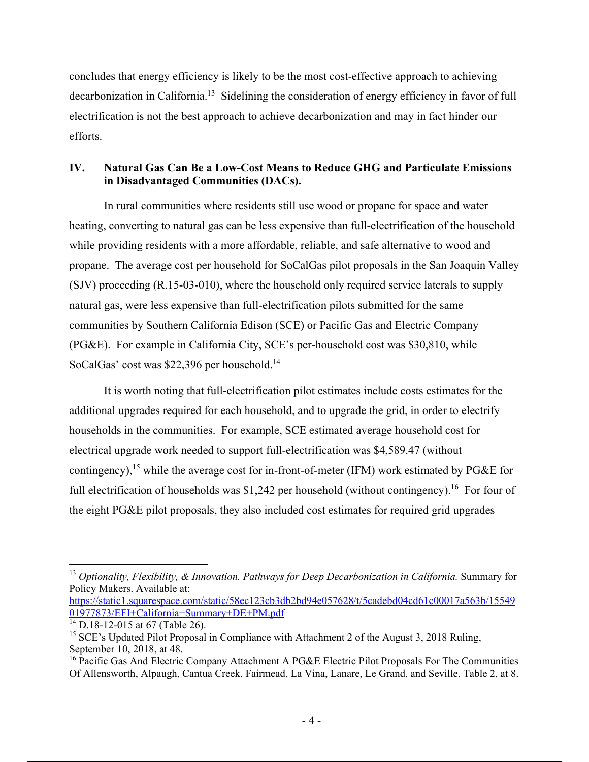concludes that energy efficiency is likely to be the most cost-effective approach to achieving decarbonization in California.[13] Sidelining the consideration of energy efficiency in favor of full electrification is not the best approach to achieve decarbonization and may in fact hinder our efforts.

## IV. Natural Gas Can Be a Low-Cost Means to Reduce GHG and Particulate Emissions in Disadvantaged Communities (DACs).

In rural communities where residents still use wood or propane for space and water heating, converting to natural gas can be less expensive than full-electrification of the household while providing residents with a more affordable, reliable, and safe alternative to wood and propane. The average cost per household for SoCalGas pilot proposals in the San Joaquin Valley (SJV) proceeding (R.15-03-010), where the household only required service laterals to supply natural gas, were less expensive than full-electrification pilots submitted for the same communities by Southern California Edison (SCE) or Pacific Gas and Electric Company (PG&E). For example in California City, SCE's per-household cost was $30,810, while SoCalGas' cost was $22,396 per household.[14]

It is worth noting that full-electrification pilot estimates include costs estimates for the additional upgrades required for each household, and to upgrade the grid, in order to electrify households in the communities. For example, SCE estimated average household cost for electrical upgrade work needed to support full-electrification was $4,589.47 (without contingency),[15] while the average cost for in-front-of-meter (IFM) work estimated by PG&E for full electrification of households was $1,242 per household (without contingency).[16] For four of the eight PG&E pilot proposals, they also included cost estimates for required grid upgrades

---

[13] *Optionality, Flexibility, & Innovation. Pathways for Deep Decarbonization in California.* Summary for Policy Makers. Available at: https://static1.squarespace.com/static/58ec123cb3db2bd94e057628/t/5cadebd04cd61c00017a563b/1554901977873/EFI+California+Summary+DE+PM.pdf

[14] D.18-12-015 at 67 (Table 26).

[15] SCE's Updated Pilot Proposal in Compliance with Attachment 2 of the August 3, 2018 Ruling, September 10, 2018, at 48.

[16] Pacific Gas And Electric Company Attachment A PG&E Electric Pilot Proposals For The Communities Of Allensworth, Alpaugh, Cantua Creek, Fairmead, La Vina, Lanare, Le Grand, and Seville. Table 2, at 8.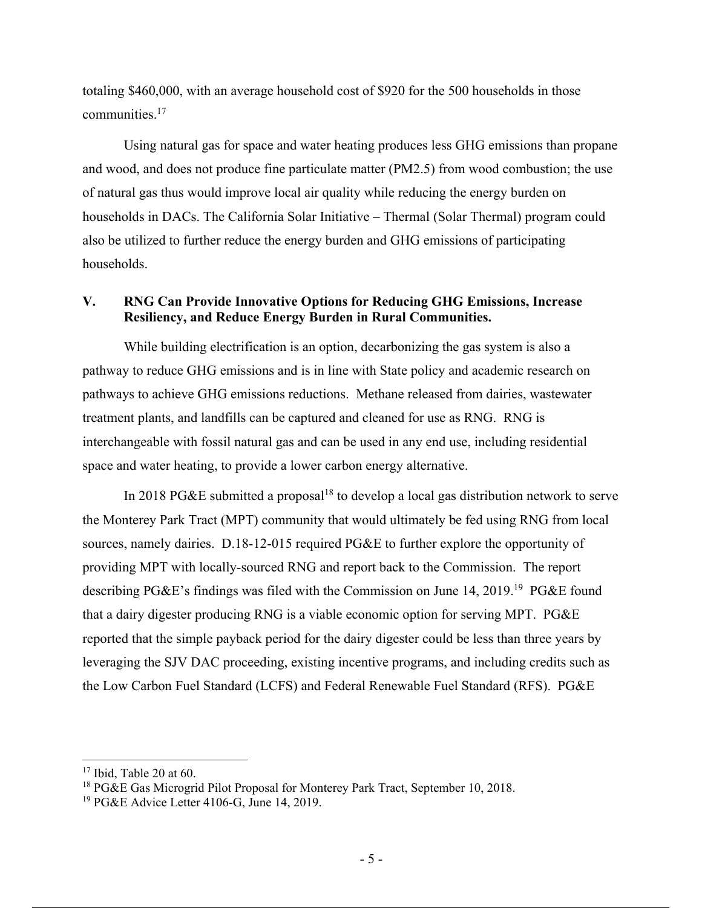totaling $460,000, with an average household cost of $920 for the 500 households in those communities.[17]

Using natural gas for space and water heating produces less GHG emissions than propane and wood, and does not produce fine particulate matter (PM2.5) from wood combustion; the use of natural gas thus would improve local air quality while reducing the energy burden on households in DACs. The California Solar Initiative – Thermal (Solar Thermal) program could also be utilized to further reduce the energy burden and GHG emissions of participating households.

## V. RNG Can Provide Innovative Options for Reducing GHG Emissions, Increase Resiliency, and Reduce Energy Burden in Rural Communities.

While building electrification is an option, decarbonizing the gas system is also a pathway to reduce GHG emissions and is in line with State policy and academic research on pathways to achieve GHG emissions reductions. Methane released from dairies, wastewater treatment plants, and landfills can be captured and cleaned for use as RNG. RNG is interchangeable with fossil natural gas and can be used in any end use, including residential space and water heating, to provide a lower carbon energy alternative.

In 2018 PG&E submitted a proposal[18] to develop a local gas distribution network to serve the Monterey Park Tract (MPT) community that would ultimately be fed using RNG from local sources, namely dairies. D.18-12-015 required PG&E to further explore the opportunity of providing MPT with locally-sourced RNG and report back to the Commission. The report describing PG&E's findings was filed with the Commission on June 14, 2019.[19] PG&E found that a dairy digester producing RNG is a viable economic option for serving MPT. PG&E reported that the simple payback period for the dairy digester could be less than three years by leveraging the SJV DAC proceeding, existing incentive programs, and including credits such as the Low Carbon Fuel Standard (LCFS) and Federal Renewable Fuel Standard (RFS). PG&E

---

[17] Ibid, Table 20 at 60.

[18] PG&E Gas Microgrid Pilot Proposal for Monterey Park Tract, September 10, 2018.

[19] PG&E Advice Letter 4106-G, June 14, 2019.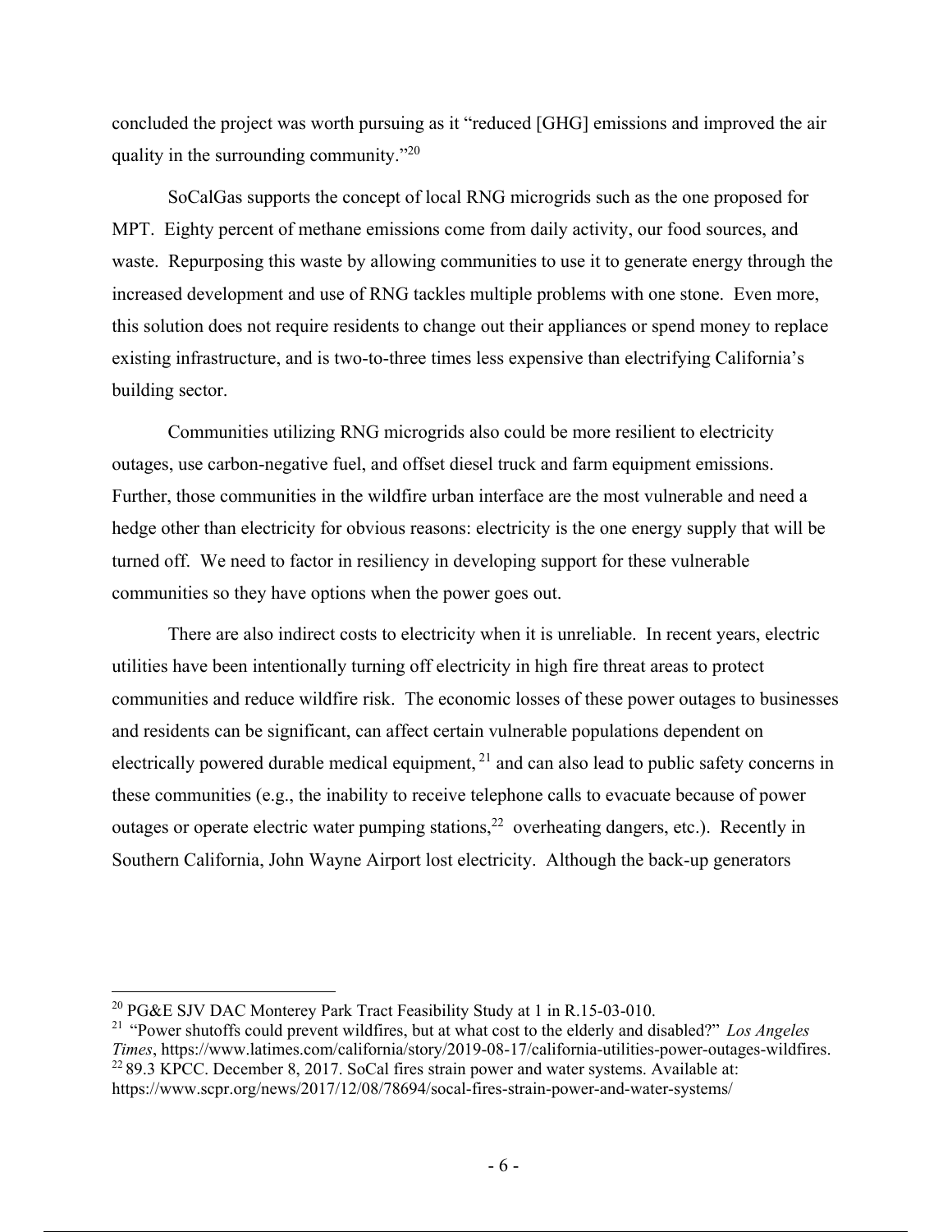concluded the project was worth pursuing as it "reduced [GHG] emissions and improved the air quality in the surrounding community."[20]

SoCalGas supports the concept of local RNG microgrids such as the one proposed for MPT. Eighty percent of methane emissions come from daily activity, our food sources, and waste. Repurposing this waste by allowing communities to use it to generate energy through the increased development and use of RNG tackles multiple problems with one stone. Even more, this solution does not require residents to change out their appliances or spend money to replace existing infrastructure, and is two-to-three times less expensive than electrifying California's building sector.

Communities utilizing RNG microgrids also could be more resilient to electricity outages, use carbon-negative fuel, and offset diesel truck and farm equipment emissions. Further, those communities in the wildfire urban interface are the most vulnerable and need a hedge other than electricity for obvious reasons: electricity is the one energy supply that will be turned off. We need to factor in resiliency in developing support for these vulnerable communities so they have options when the power goes out.

There are also indirect costs to electricity when it is unreliable. In recent years, electric utilities have been intentionally turning off electricity in high fire threat areas to protect communities and reduce wildfire risk. The economic losses of these power outages to businesses and residents can be significant, can affect certain vulnerable populations dependent on electrically powered durable medical equipment,[21] and can also lead to public safety concerns in these communities (e.g., the inability to receive telephone calls to evacuate because of power outages or operate electric water pumping stations,[22] overheating dangers, etc.). Recently in Southern California, John Wayne Airport lost electricity. Although the back-up generators

---

[20] PG&E SJV DAC Monterey Park Tract Feasibility Study at 1 in R.15-03-010.

[21] "Power shutoffs could prevent wildfires, but at what cost to the elderly and disabled?" *Los Angeles Times*, https://www.latimes.com/california/story/2019-08-17/california-utilities-power-outages-wildfires.

[22] 89.3 KPCC. December 8, 2017. SoCal fires strain power and water systems. Available at: https://www.scpr.org/news/2017/12/08/78694/socal-fires-strain-power-and-water-systems/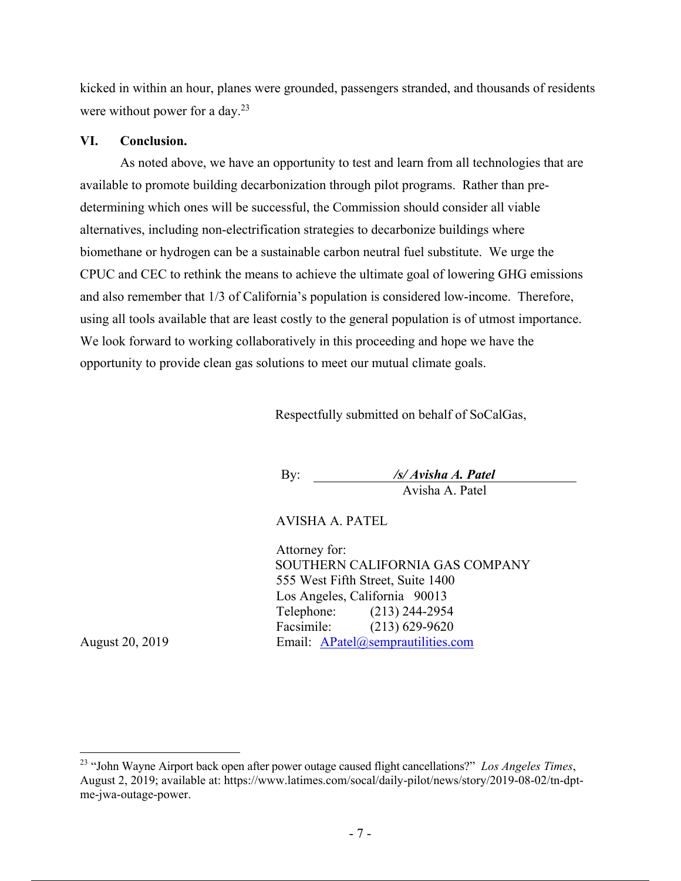kicked in within an hour, planes were grounded, passengers stranded, and thousands of residents were without power for a day.[23]

## VI. Conclusion.

As noted above, we have an opportunity to test and learn from all technologies that are available to promote building decarbonization through pilot programs. Rather than pre-determining which ones will be successful, the Commission should consider all viable alternatives, including non-electrification strategies to decarbonize buildings where biomethane or hydrogen can be a sustainable carbon neutral fuel substitute. We urge the CPUC and CEC to rethink the means to achieve the ultimate goal of lowering GHG emissions and also remember that 1/3 of California's population is considered low-income. Therefore, using all tools available that are least costly to the general population is of utmost importance. We look forward to working collaboratively in this proceeding and hope we have the opportunity to provide clean gas solutions to meet our mutual climate goals.

Respectfully submitted on behalf of SoCalGas,

By: ***/s/ Avisha A. Patel***
Avisha A. Patel

AVISHA A. PATEL

Attorney for:
SOUTHERN CALIFORNIA GAS COMPANY
555 West Fifth Street, Suite 1400
Los Angeles, California 90013
Telephone: (213) 244-2954
Facsimile: (213) 629-9620
Email: APatel@semprautilities.com

August 20, 2019

---

[23] "John Wayne Airport back open after power outage caused flight cancellations?" *Los Angeles Times*, August 2, 2019; available at: https://www.latimes.com/socal/daily-pilot/news/story/2019-08-02/tn-dpt-me-jwa-outage-power.